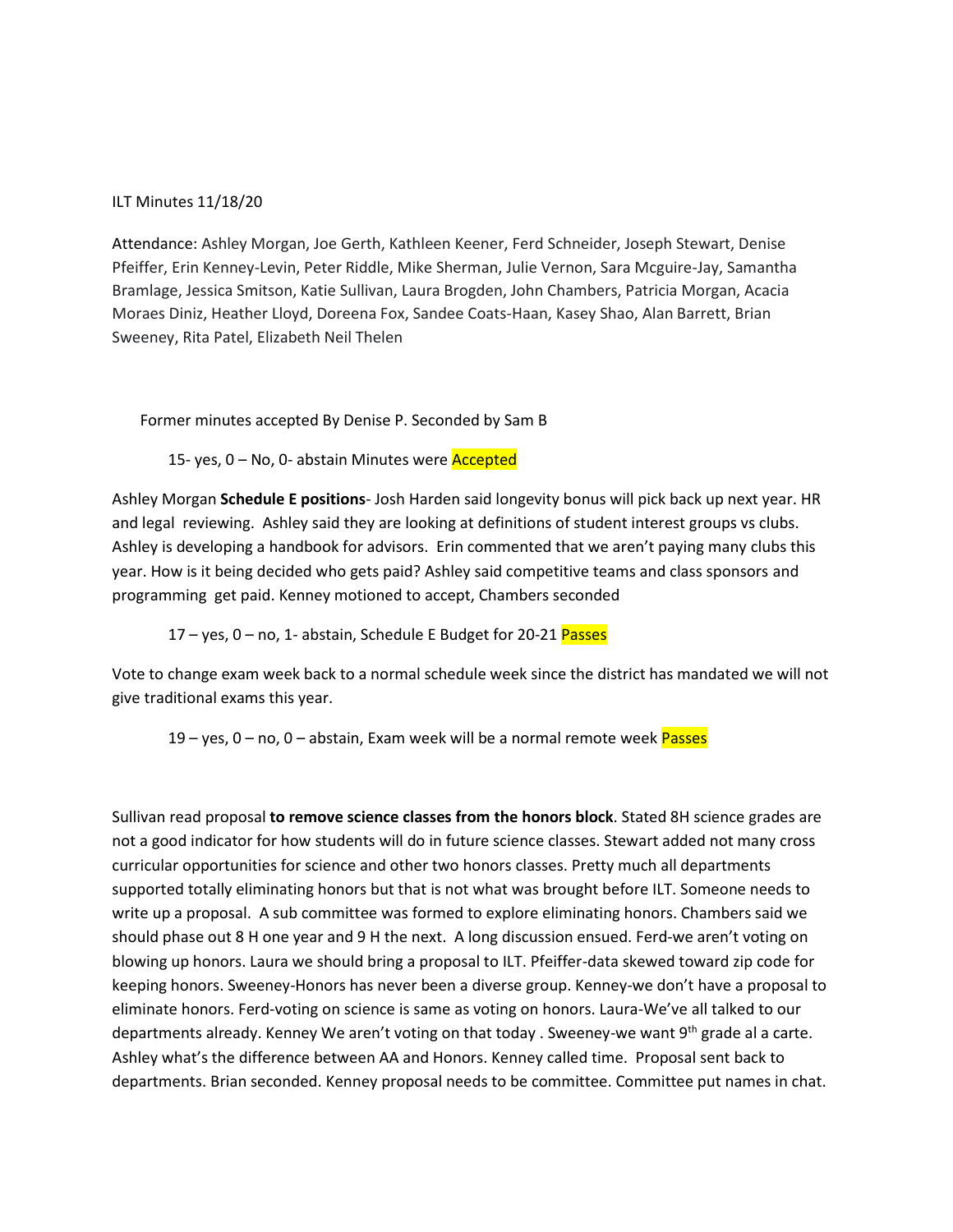ILT Minutes 11/18/20

Attendance: Ashley Morgan, Joe Gerth, Kathleen Keener, Ferd Schneider, Joseph Stewart, Denise Pfeiffer, Erin Kenney-Levin, Peter Riddle, Mike Sherman, Julie Vernon, Sara Mcguire-Jay, Samantha Bramlage, Jessica Smitson, Katie Sullivan, Laura Brogden, John Chambers, Patricia Morgan, Acacia Moraes Diniz, Heather Lloyd, Doreena Fox, Sandee Coats-Haan, Kasey Shao, Alan Barrett, Brian Sweeney, Rita Patel, Elizabeth Neil Thelen

Former minutes accepted By Denise P. Seconded by Sam B

15- yes, 0 – No, 0- abstain Minutes were Accepted

Ashley Morgan **Schedule E positions**- Josh Harden said longevity bonus will pick back up next year. HR and legal reviewing. Ashley said they are looking at definitions of student interest groups vs clubs. Ashley is developing a handbook for advisors. Erin commented that we aren't paying many clubs this year. How is it being decided who gets paid? Ashley said competitive teams and class sponsors and programming get paid. Kenney motioned to accept, Chambers seconded

17 – yes, 0 – no, 1- abstain, Schedule E Budget for 20-21 Passes

Vote to change exam week back to a normal schedule week since the district has mandated we will not give traditional exams this year.

19 – yes, 0 – no, 0 – abstain, Exam week will be a normal remote week Passes

Sullivan read proposal **to remove science classes from the honors block**. Stated 8H science grades are not a good indicator for how students will do in future science classes. Stewart added not many cross curricular opportunities for science and other two honors classes. Pretty much all departments supported totally eliminating honors but that is not what was brought before ILT. Someone needs to write up a proposal. A sub committee was formed to explore eliminating honors. Chambers said we should phase out 8 H one year and 9 H the next. A long discussion ensued. Ferd-we aren't voting on blowing up honors. Laura we should bring a proposal to ILT. Pfeiffer-data skewed toward zip code for keeping honors. Sweeney-Honors has never been a diverse group. Kenney-we don't have a proposal to eliminate honors. Ferd-voting on science is same as voting on honors. Laura-We've all talked to our departments already. Kenney We aren't voting on that today . Sweeney-we want 9th grade al a carte. Ashley what's the difference between AA and Honors. Kenney called time. Proposal sent back to departments. Brian seconded. Kenney proposal needs to be committee. Committee put names in chat.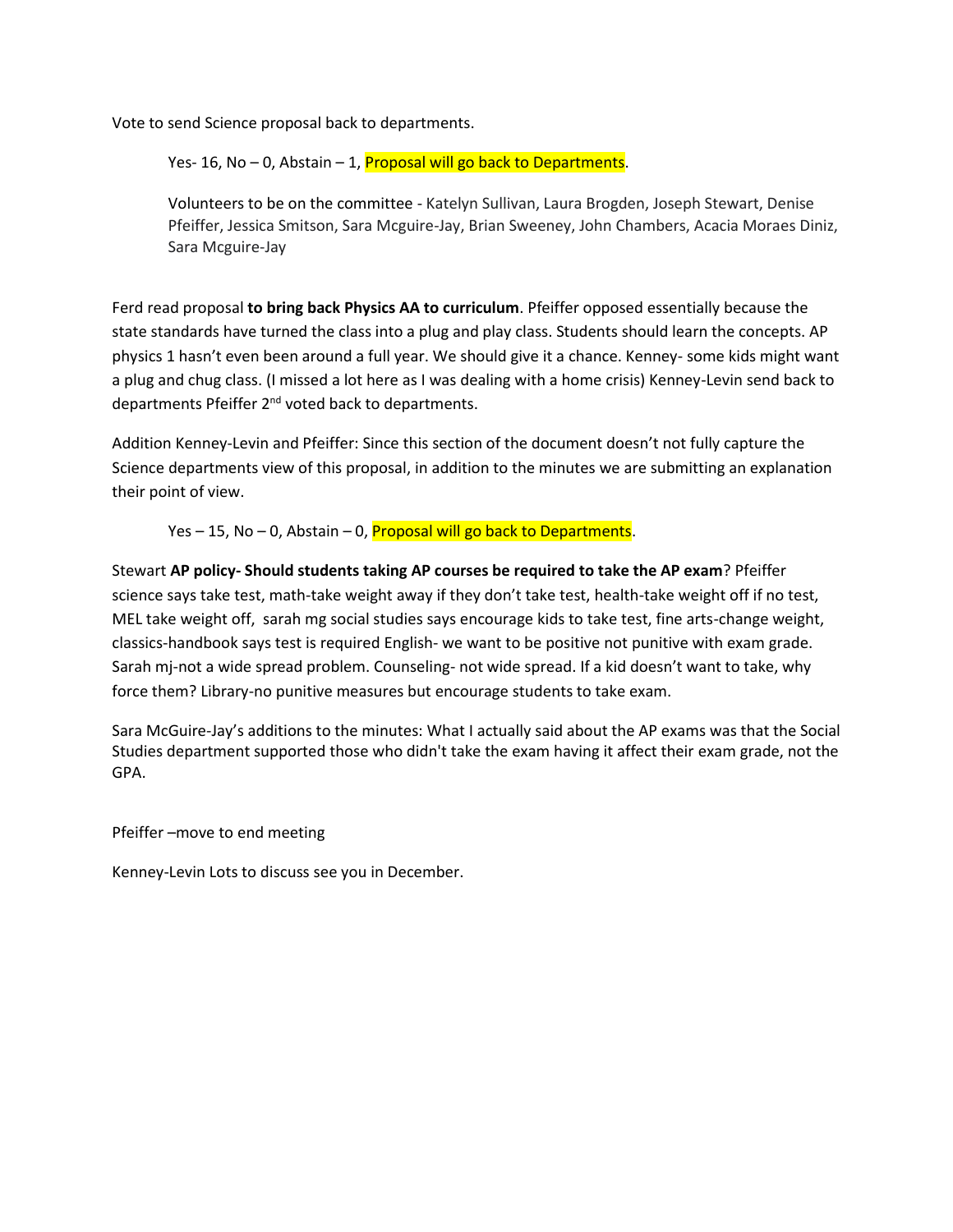Vote to send Science proposal back to departments.

> Yes- 16, No – 0, Abstain – 1, Proposal will go back to Departments.
>
> Volunteers to be on the committee - Katelyn Sullivan, Laura Brogden, Joseph Stewart, Denise Pfeiffer, Jessica Smitson, Sara Mcguire-Jay, Brian Sweeney, John Chambers, Acacia Moraes Diniz, Sara Mcguire-Jay

Ferd read proposal **to bring back Physics AA to curriculum**. Pfeiffer opposed essentially because the state standards have turned the class into a plug and play class. Students should learn the concepts. AP physics 1 hasn't even been around a full year. We should give it a chance. Kenney- some kids might want a plug and chug class. (I missed a lot here as I was dealing with a home crisis) Kenney-Levin send back to departments Pfeiffer 2nd voted back to departments.

Addition Kenney-Levin and Pfeiffer: Since this section of the document doesn't not fully capture the Science departments view of this proposal, in addition to the minutes we are submitting an explanation their point of view.

> Yes – 15, No – 0, Abstain – 0, Proposal will go back to Departments.

Stewart **AP policy- Should students taking AP courses be required to take the AP exam**? Pfeiffer science says take test, math-take weight away if they don't take test, health-take weight off if no test, MEL take weight off, sarah mg social studies says encourage kids to take test, fine arts-change weight, classics-handbook says test is required English- we want to be positive not punitive with exam grade. Sarah mj-not a wide spread problem. Counseling- not wide spread. If a kid doesn't want to take, why force them? Library-no punitive measures but encourage students to take exam.

Sara McGuire-Jay's additions to the minutes: What I actually said about the AP exams was that the Social Studies department supported those who didn't take the exam having it affect their exam grade, not the GPA.

Pfeiffer –move to end meeting

Kenney-Levin Lots to discuss see you in December.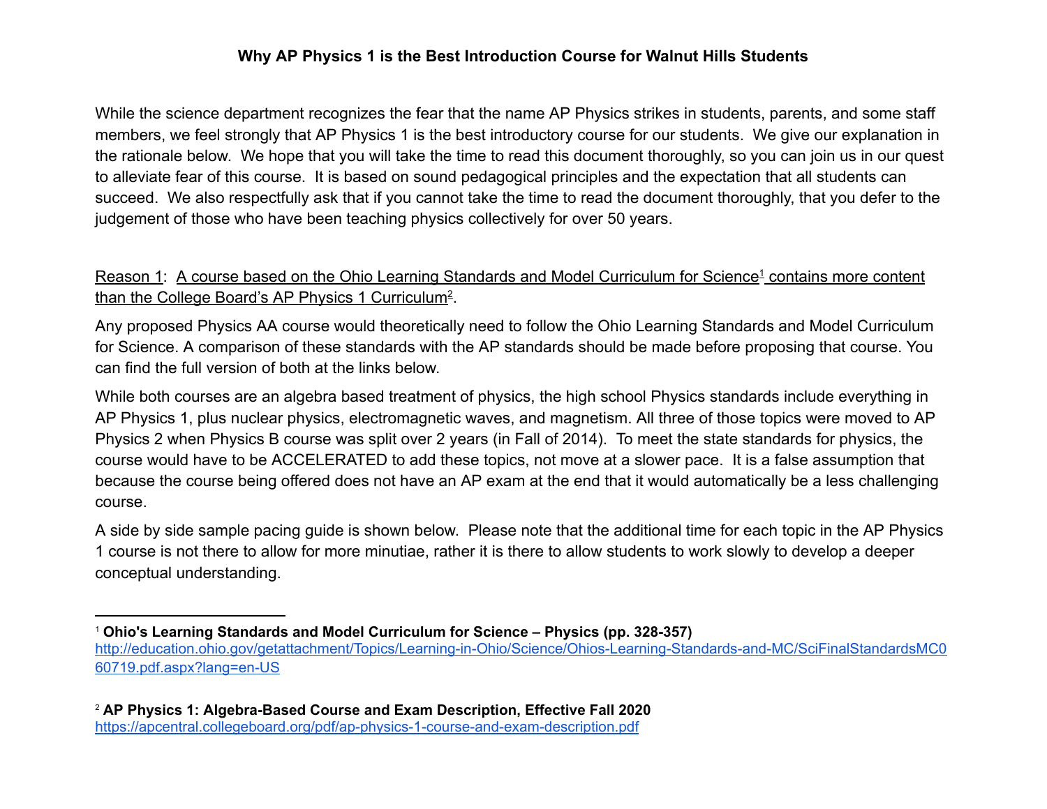**Why AP Physics 1 is the Best Introduction Course for Walnut Hills Students**

While the science department recognizes the fear that the name AP Physics strikes in students, parents, and some staff members, we feel strongly that AP Physics 1 is the best introductory course for our students. We give our explanation in the rationale below. We hope that you will take the time to read this document thoroughly, so you can join us in our quest to alleviate fear of this course. It is based on sound pedagogical principles and the expectation that all students can succeed. We also respectfully ask that if you cannot take the time to read the document thoroughly, that you defer to the judgement of those who have been teaching physics collectively for over 50 years.

Reason 1: A course based on the Ohio Learning Standards and Model Curriculum for Science[1] contains more content than the College Board's AP Physics 1 Curriculum[2].

Any proposed Physics AA course would theoretically need to follow the Ohio Learning Standards and Model Curriculum for Science. A comparison of these standards with the AP standards should be made before proposing that course. You can find the full version of both at the links below.

While both courses are an algebra based treatment of physics, the high school Physics standards include everything in AP Physics 1, plus nuclear physics, electromagnetic waves, and magnetism. All three of those topics were moved to AP Physics 2 when Physics B course was split over 2 years (in Fall of 2014). To meet the state standards for physics, the course would have to be ACCELERATED to add these topics, not move at a slower pace. It is a false assumption that because the course being offered does not have an AP exam at the end that it would automatically be a less challenging course.

A side by side sample pacing guide is shown below. Please note that the additional time for each topic in the AP Physics 1 course is not there to allow for more minutiae, rather it is there to allow students to work slowly to develop a deeper conceptual understanding.

---

[1] **Ohio's Learning Standards and Model Curriculum for Science – Physics (pp. 328-357)**
http://education.ohio.gov/getattachment/Topics/Learning-in-Ohio/Science/Ohios-Learning-Standards-and-MC/SciFinalStandardsMC060719.pdf.aspx?lang=en-US

[2] **AP Physics 1: Algebra-Based Course and Exam Description, Effective Fall 2020**
https://apcentral.collegeboard.org/pdf/ap-physics-1-course-and-exam-description.pdf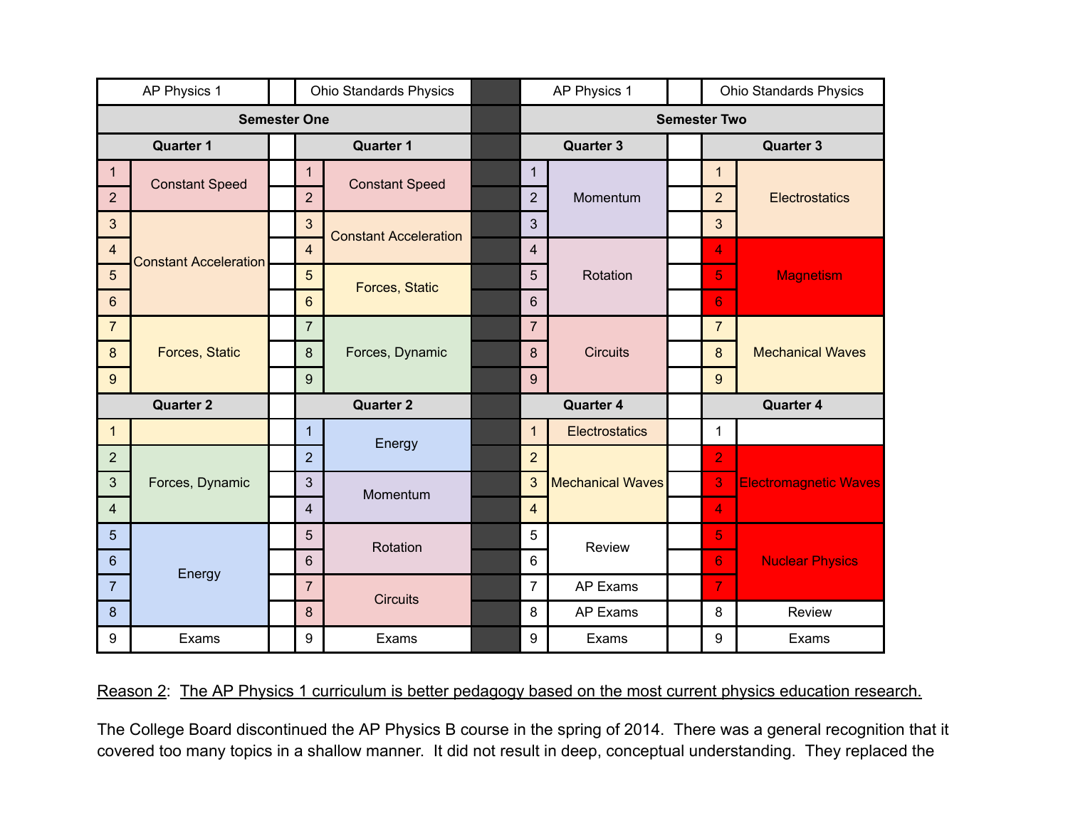| AP Physics 1 | | | Ohio Standards Physics | | | AP Physics 1 | | | Ohio Standards Physics | |
|---|---|---|---|---|---|---|---|---|---|---|
| **Semester One** | | | | | | **Semester Two** | | | | |
| **Quarter 1** | | | **Quarter 1** | | | **Quarter 3** | | | **Quarter 3** | |
| 1 | Constant Speed | | 1 | Constant Speed | | 1 | Momentum | | 1 | Electrostatics |
| 2 | Constant Speed | | 2 | Constant Speed | | 2 | Momentum | | 2 | Electrostatics |
| 3 | Constant Acceleration | | 3 | Constant Acceleration | | 3 | Momentum | | 3 | Electrostatics |
| 4 | Constant Acceleration | | 4 | Constant Acceleration | | 4 | Rotation | | 4 | Magnetism |
| 5 | Constant Acceleration | | 5 | Forces, Static | | 5 | Rotation | | 5 | Magnetism |
| 6 | Constant Acceleration | | 6 | Forces, Static | | 6 | Rotation | | 6 | Magnetism |
| 7 | Forces, Static | | 7 | Forces, Dynamic | | 7 | Circuits | | 7 | Mechanical Waves |
| 8 | Forces, Static | | 8 | Forces, Dynamic | | 8 | Circuits | | 8 | Mechanical Waves |
| 9 | Forces, Static | | 9 | Forces, Dynamic | | 9 | Circuits | | 9 | Mechanical Waves |
| **Quarter 2** | | | **Quarter 2** | | | **Quarter 4** | | | **Quarter 4** | |
| 1 | | | 1 | Energy | | 1 | Electrostatics | | 1 | |
| 2 | Forces, Dynamic | | 2 | Energy | | 2 | Mechanical Waves | | 2 | Electromagnetic Waves |
| 3 | Forces, Dynamic | | 3 | Momentum | | 3 | Mechanical Waves | | 3 | Electromagnetic Waves |
| 4 | Forces, Dynamic | | 4 | Momentum | | 4 | Mechanical Waves | | 4 | Electromagnetic Waves |
| 5 | Energy | | 5 | Rotation | | 5 | Review | | 5 | Nuclear Physics |
| 6 | Energy | | 6 | Rotation | | 6 | Review | | 6 | Nuclear Physics |
| 7 | Energy | | 7 | Circuits | | 7 | AP Exams | | 7 | Nuclear Physics |
| 8 | Energy | | 8 | Circuits | | 8 | AP Exams | | 8 | Review |
| 9 | Exams | | 9 | Exams | | 9 | Exams | | 9 | Exams |

Reason 2: The AP Physics 1 curriculum is better pedagogy based on the most current physics education research.

The College Board discontinued the AP Physics B course in the spring of 2014. There was a general recognition that it covered too many topics in a shallow manner. It did not result in deep, conceptual understanding. They replaced the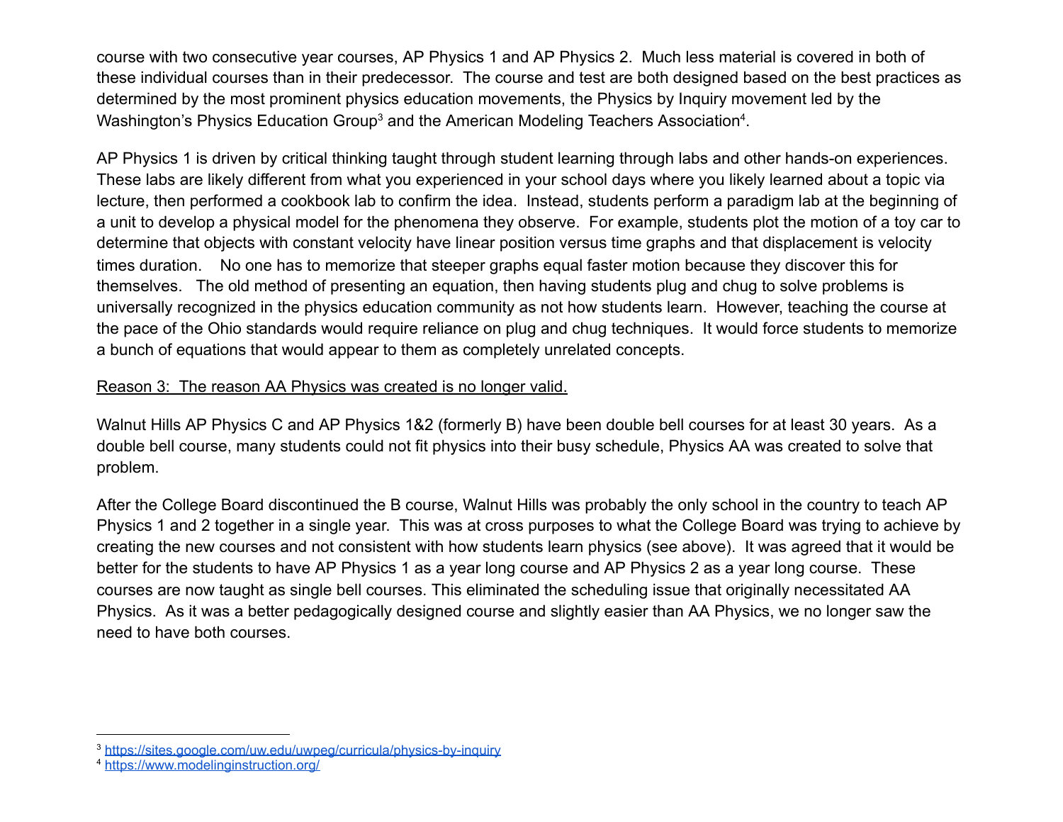course with two consecutive year courses, AP Physics 1 and AP Physics 2. Much less material is covered in both of these individual courses than in their predecessor. The course and test are both designed based on the best practices as determined by the most prominent physics education movements, the Physics by Inquiry movement led by the Washington's Physics Education Group[3] and the American Modeling Teachers Association[4].

AP Physics 1 is driven by critical thinking taught through student learning through labs and other hands-on experiences. These labs are likely different from what you experienced in your school days where you likely learned about a topic via lecture, then performed a cookbook lab to confirm the idea. Instead, students perform a paradigm lab at the beginning of a unit to develop a physical model for the phenomena they observe. For example, students plot the motion of a toy car to determine that objects with constant velocity have linear position versus time graphs and that displacement is velocity times duration. No one has to memorize that steeper graphs equal faster motion because they discover this for themselves. The old method of presenting an equation, then having students plug and chug to solve problems is universally recognized in the physics education community as not how students learn. However, teaching the course at the pace of the Ohio standards would require reliance on plug and chug techniques. It would force students to memorize a bunch of equations that would appear to them as completely unrelated concepts.

<u>Reason 3: The reason AA Physics was created is no longer valid.</u>

Walnut Hills AP Physics C and AP Physics 1&2 (formerly B) have been double bell courses for at least 30 years. As a double bell course, many students could not fit physics into their busy schedule, Physics AA was created to solve that problem.

After the College Board discontinued the B course, Walnut Hills was probably the only school in the country to teach AP Physics 1 and 2 together in a single year. This was at cross purposes to what the College Board was trying to achieve by creating the new courses and not consistent with how students learn physics (see above). It was agreed that it would be better for the students to have AP Physics 1 as a year long course and AP Physics 2 as a year long course. These courses are now taught as single bell courses. This eliminated the scheduling issue that originally necessitated AA Physics. As it was a better pedagogically designed course and slightly easier than AA Physics, we no longer saw the need to have both courses.

---

[3] https://sites.google.com/uw.edu/uwpeg/curricula/physics-by-inquiry

[4] https://www.modelinginstruction.org/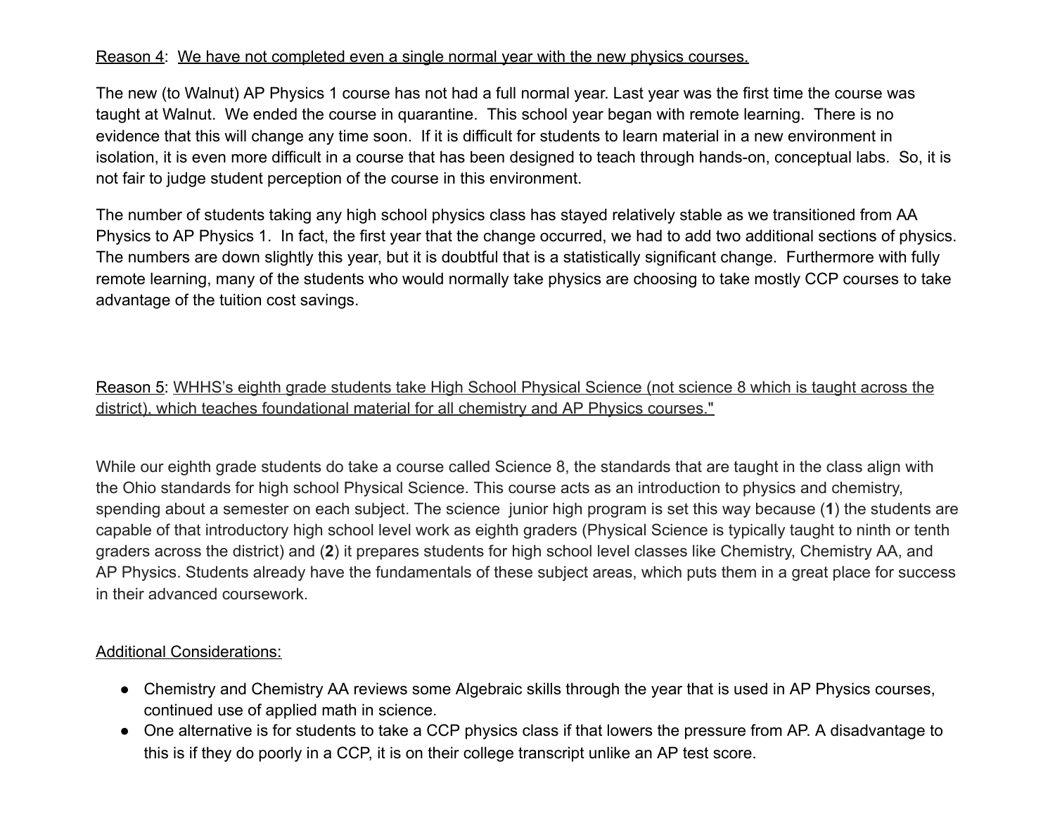Reason 4: We have not completed even a single normal year with the new physics courses.

The new (to Walnut) AP Physics 1 course has not had a full normal year. Last year was the first time the course was taught at Walnut. We ended the course in quarantine. This school year began with remote learning. There is no evidence that this will change any time soon. If it is difficult for students to learn material in a new environment in isolation, it is even more difficult in a course that has been designed to teach through hands-on, conceptual labs. So, it is not fair to judge student perception of the course in this environment.

The number of students taking any high school physics class has stayed relatively stable as we transitioned from AA Physics to AP Physics 1. In fact, the first year that the change occurred, we had to add two additional sections of physics. The numbers are down slightly this year, but it is doubtful that is a statistically significant change. Furthermore with fully remote learning, many of the students who would normally take physics are choosing to take mostly CCP courses to take advantage of the tuition cost savings.

Reason 5: WHHS's eighth grade students take High School Physical Science (not science 8 which is taught across the district), which teaches foundational material for all chemistry and AP Physics courses."

While our eighth grade students do take a course called Science 8, the standards that are taught in the class align with the Ohio standards for high school Physical Science. This course acts as an introduction to physics and chemistry, spending about a semester on each subject. The science junior high program is set this way because (**1**) the students are capable of that introductory high school level work as eighth graders (Physical Science is typically taught to ninth or tenth graders across the district) and (**2**) it prepares students for high school level classes like Chemistry, Chemistry AA, and AP Physics. Students already have the fundamentals of these subject areas, which puts them in a great place for success in their advanced coursework.

Additional Considerations:

- Chemistry and Chemistry AA reviews some Algebraic skills through the year that is used in AP Physics courses, continued use of applied math in science.
- One alternative is for students to take a CCP physics class if that lowers the pressure from AP. A disadvantage to this is if they do poorly in a CCP, it is on their college transcript unlike an AP test score.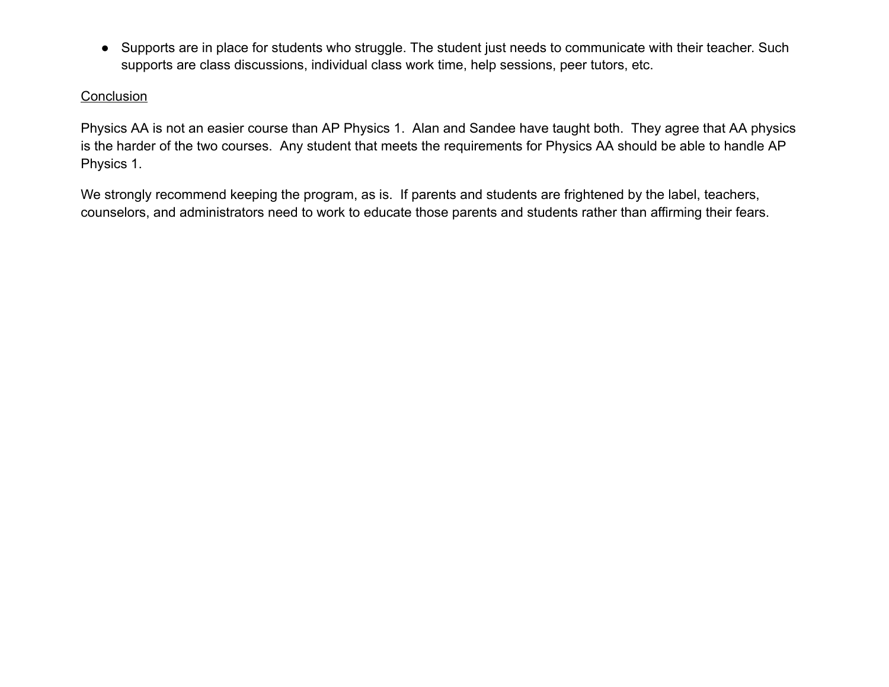- Supports are in place for students who struggle. The student just needs to communicate with their teacher. Such supports are class discussions, individual class work time, help sessions, peer tutors, etc.

<u>Conclusion</u>

Physics AA is not an easier course than AP Physics 1.  Alan and Sandee have taught both.  They agree that AA physics is the harder of the two courses.  Any student that meets the requirements for Physics AA should be able to handle AP Physics 1.

We strongly recommend keeping the program, as is.  If parents and students are frightened by the label, teachers, counselors, and administrators need to work to educate those parents and students rather than affirming their fears.